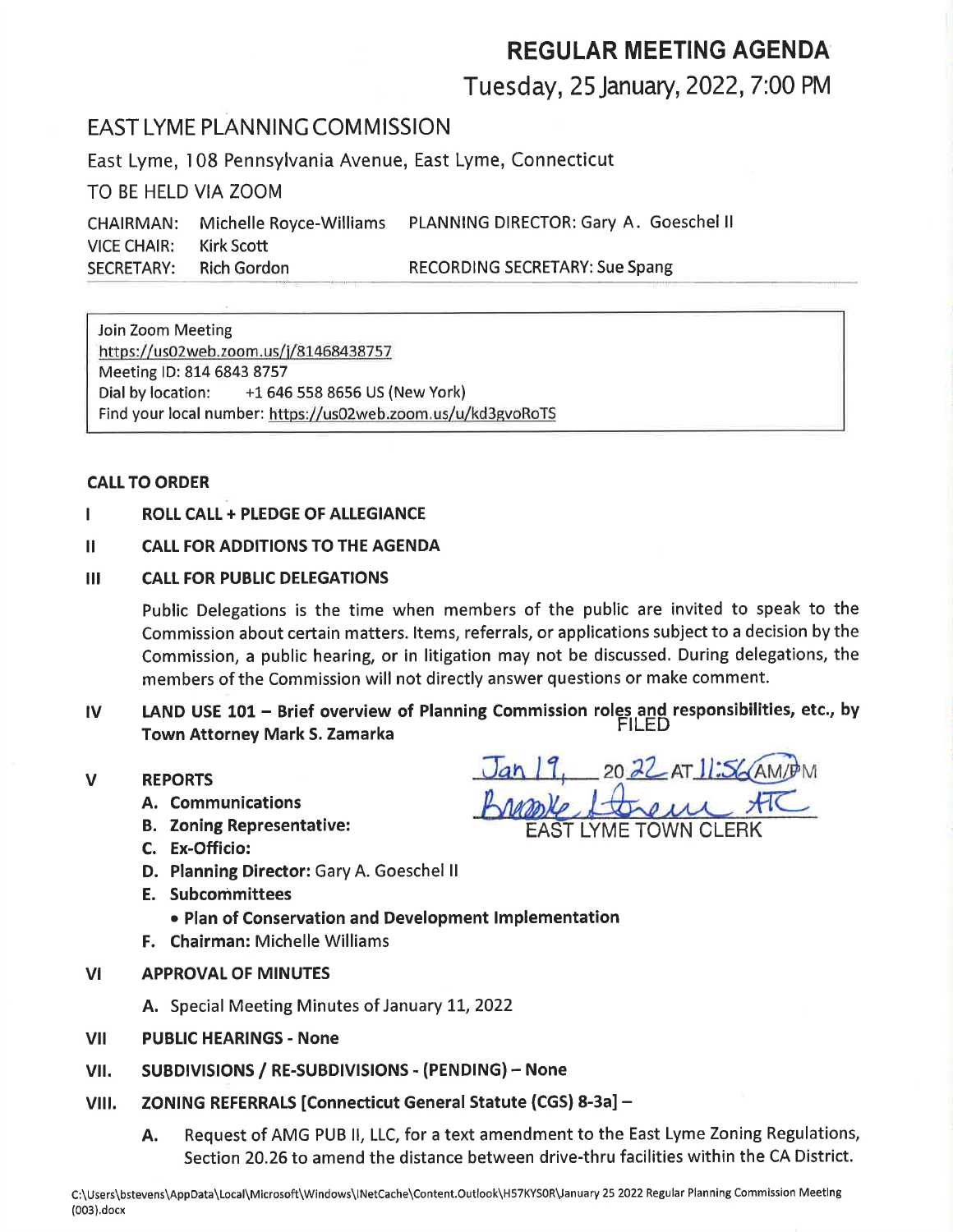# REGULAR MEETING AGENDA

## Tuesday, 25 January, 2022, 7:00 PM

## EAST LYME PLANNING COMMISSION

East Lyme, 108 Pennsylvania Avenue, East Lyme, Connecticut

TO BE HELD VIA ZOOM

| | | |
|---|---|---|
| CHAIRMAN: | Michelle Royce-Williams | PLANNING DIRECTOR: Gary A. Goeschel II |
| VICE CHAIR: | Kirk Scott | |
| SECRETARY: | Rich Gordon | RECORDING SECRETARY: Sue Spang |

Join Zoom Meeting
https://us02web.zoom.us/j/81468438757
Meeting ID: 814 6843 8757
Dial by location: +1 646 558 8656 US (New York)
Find your local number: https://us02web.zoom.us/u/kd3gvoRoTS

FILED
Jan 19, 2022 AT 11:56 AM
Brooke Stevens ATC
EAST LYME TOWN CLERK

**CALL TO ORDER**

**I ROLL CALL + PLEDGE OF ALLEGIANCE**

**II CALL FOR ADDITIONS TO THE AGENDA**

**III CALL FOR PUBLIC DELEGATIONS**

Public Delegations is the time when members of the public are invited to speak to the Commission about certain matters. Items, referrals, or applications subject to a decision by the Commission, a public hearing, or in litigation may not be discussed. During delegations, the members of the Commission will not directly answer questions or make comment.

**IV LAND USE 101 – Brief overview of Planning Commission roles and responsibilities, etc., by Town Attorney Mark S. Zamarka**

**V REPORTS**

- **A. Communications**
- **B. Zoning Representative:**
- **C. Ex-Officio:**
- **D. Planning Director:** Gary A. Goeschel II
- **E. Subcommittees**
  - **Plan of Conservation and Development Implementation**
- **F. Chairman:** Michelle Williams

**VI APPROVAL OF MINUTES**

- **A.** Special Meeting Minutes of January 11, 2022

**VII PUBLIC HEARINGS - None**

**VII. SUBDIVISIONS / RE-SUBDIVISIONS - (PENDING) – None**

**VIII. ZONING REFERRALS [Connecticut General Statute (CGS) 8-3a] –**

- **A.** Request of AMG PUB II, LLC, for a text amendment to the East Lyme Zoning Regulations, Section 20.26 to amend the distance between drive-thru facilities within the CA District.

C:\Users\bstevens\AppData\Local\Microsoft\Windows\INetCache\Content.Outlook\H57KYSOR\January 25 2022 Regular Planning Commission Meeting (003).docx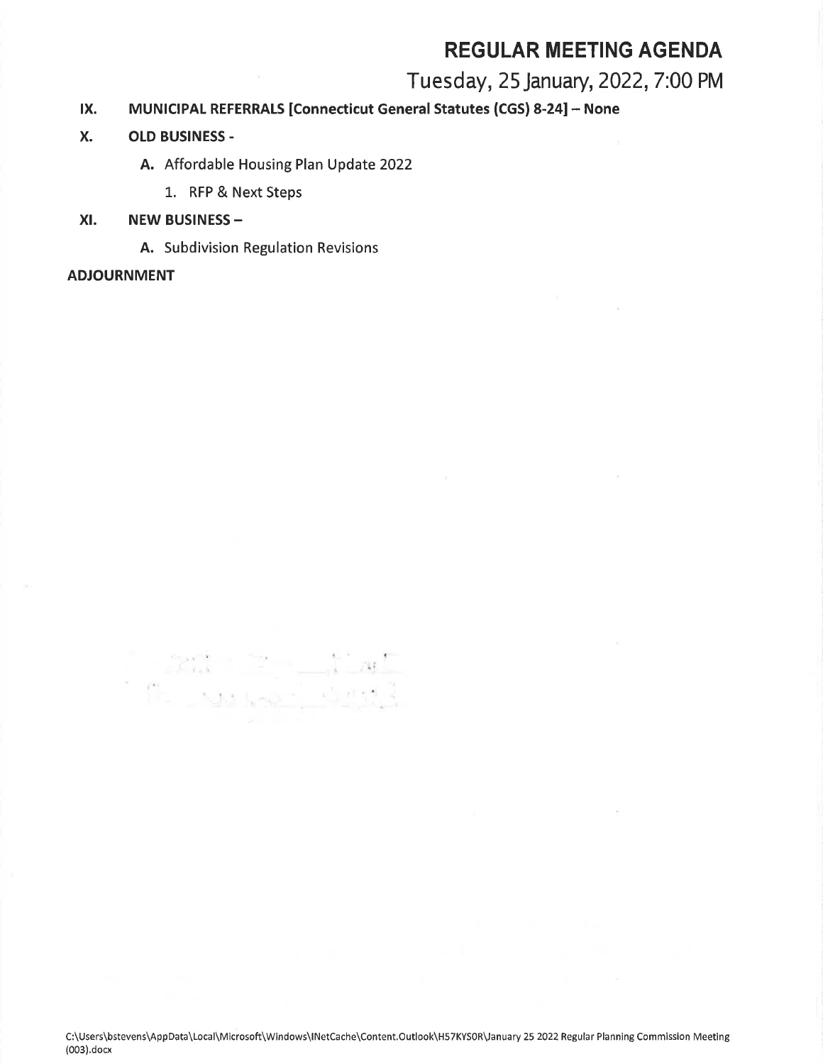**IX. MUNICIPAL REFERRALS [Connecticut General Statutes (CGS) 8-24] – None**

**X. OLD BUSINESS -**

- **A.** Affordable Housing Plan Update 2022
  1. RFP & Next Steps

**XI. NEW BUSINESS –**

- **A.** Subdivision Regulation Revisions

**ADJOURNMENT**